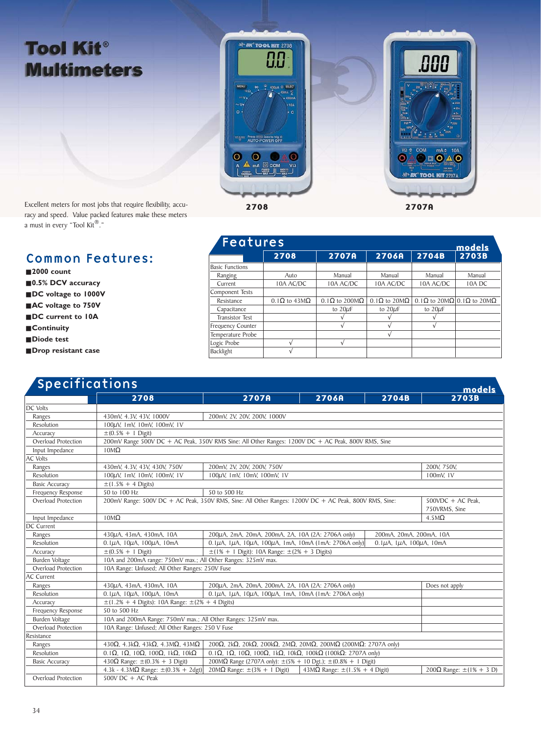# Tool Kit® Multimeters

2708

2707A

Excellent meters for most jobs that require flexibility, accuracy and speed. Value packed features make these meters a must in every "Tool Kit®."

## Common Features:

- **2000 count**
- **0.5% DCV accuracy**
- **DC voltage to 1000V**
- **AC voltage to 750V**
- **DC current to 10A**
- **Continuity**
- **Diode test**
- **Drop resistant case**

## Features

| models | 2708 | 2707A | 2706A | 2704B | 2703B |
|---|---|---|---|---|---|
| Basic Functions | | | | | |
| Ranging | Auto | Manual | Manual | Manual | Manual |
| Current | 10A AC/DC | 10A AC/DC | 10A AC/DC | 10A AC/DC | 10A DC |
| Component Tests | | | | | |
| Resistance | 0.1Ω to 43MΩ | 0.1Ω to 200MΩ | 0.1Ω to 20MΩ | 0.1Ω to 20MΩ | 0.1Ω to 20MΩ |
| Capacitance | | to 20μF | to 20μF | to 20μF | |
| Transistor Test | | √ | √ | √ | |
| Frequency Counter | | √ | √ | √ | |
| Temperature Probe | | | √ | | |
| Logic Probe | √ | √ | | | |
| Backlight | √ | | | | |

## Specifications

| models | 2708 | 2707A | 2706A | 2704B | 2703B |
|---|---|---|---|---|---|
| **DC Volts** | | | | | |
| Ranges | 430mV, 4.3V, 43V, 1000V | 200mV, 2V, 20V, 200V, 1000V | | | |
| Resolution | 100μV, 1mV, 10mV, 100mV, 1V | | | | |
| Accuracy | ±(0.5% + 1 Digit) | | | | |
| Overload Protection | 200mV Range 500V DC + AC Peak, 350V RMS Sine: All Other Ranges: 1200V DC + AC Peak, 800V RMS, Sine | | | | |
| Input Impedance | 10MΩ | | | | |
| **AC Volts** | | | | | |
| Ranges | 430mV, 4.3V, 43V, 430V, 750V | 200mV, 2V, 20V, 200V, 750V | | | 200V, 750V, |
| Resolution | 100μV, 1mV, 10mV, 100mV, 1V | 100μV, 1mV, 10mV, 100mV, 1V | | | 100mV, 1V |
| Basic Accuracy | ±(1.5% + 4 Digits) | | | | |
| Frequency Response | 50 to 100 Hz | 50 to 500 Hz | | | |
| Overload Protection | 200mV Range: 500V DC + AC Peak, 350V RMS, Sine: All Other Ranges: 1200V DC + AC Peak, 800V RMS, Sine: | | | | 500VDC + AC Peak, 750VRMS, Sine |
| Input Impedance | 10MΩ | | | | 4.5MΩ |
| **DC Current** | | | | | |
| Ranges | 430μA, 43mA, 430mA, 10A | 200μA, 2mA, 20mA, 200mA, 2A, 10A (2A: 2706A only) | | 200mA, 20mA, 200mA, 10A | |
| Resolution | 0.1μA, 10μA, 100μA, 10mA | 0.1μA, 1μA, 10μA, 100μA, 1mA, 10mA (1mA: 2706A only) | | 0.1μA, 1μA, 100μA, 10mA | |
| Accuracy | ±(0.5% + 1 Digit) | ±(1% + 1 Digit): 10A Range: ±(2% + 3 Digits) | | | |
| Burden Voltage | 10A and 200mA range: 750mV max.; All Other Ranges: 325mV max. | | | | |
| Overload Protection | 10A Range: Unfused; All Other Ranges: 250V Fuse | | | | |
| **AC Current** | | | | | |
| Ranges | 430μA, 43mA, 430mA, 10A | 200μA, 2mA, 20mA, 200mA, 2A, 10A (2A: 2706A only) | | | Does not apply |
| Resolution | 0.1μA, 10μA, 100μA, 10mA | 0.1μA, 1μA, 10μA, 100μA, 1mA, 10mA (1mA: 2706A only) | | | |
| Accuracy | ±(1.2% + 4 Digits): 10A Range: ±(2% + 4 Digits) | | | | |
| Frequency Response | 50 to 500 Hz | | | | |
| Burden Voltage | 10A and 200mA Range: 750mV max.; All Other Ranges: 325mV max. | | | | |
| Overload Protection | 10A Range: Unfused; All Other Ranges: 250 V Fuse | | | | |
| **Resistance** | | | | | |
| Ranges | 430Ω, 4.3kΩ, 43kΩ, 4.3MΩ, 43MΩ | 200Ω, 2kΩ, 20kΩ, 200kΩ, 2MΩ, 20MΩ, 200MΩ (200MΩ: 2707A only) | | | |
| Resolution | 0.1Ω, 1Ω, 10Ω, 100Ω, 1kΩ, 10kΩ | 0.1Ω, 1Ω, 10Ω, 100Ω, 1kΩ, 10kΩ, 100kΩ (100kΩ: 2707A only) | | | |
| Basic Accuracy | 430Ω Range: ±(0.3% + 3 Digit) | 200MΩ Range (2707A only): ±(5% + 10 Dgt.); ±(0.8% + 1 Digit) | | | |
| | 4.3k - 4.3MΩ Range: ±(0.3% + 2dgt) | 20MΩ Range: ±(3% + 1 Digit) | 43MΩ Range: ±(1.5% + 4 Digit) | | 200Ω Range: ±(1% + 3 D) |
| Overload Protection | 500V DC + AC Peak | | | | |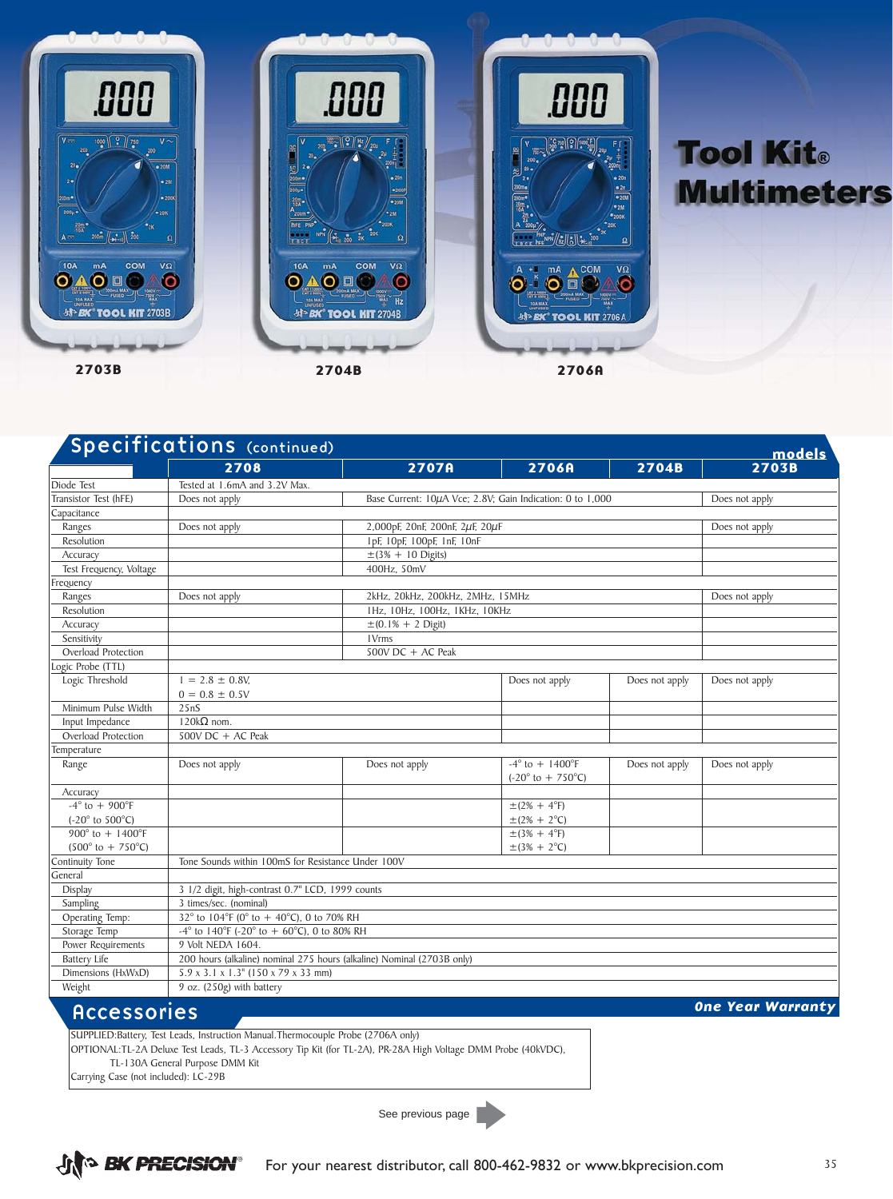# Tool Kit® Multimeters

**2703B** **2704B** **2706A**

## Specifications (continued)

| | 2708 | 2707A | 2706A | 2704B | 2703B |
|---|---|---|---|---|---|
| Diode Test | Tested at 1.6mA and 3.2V Max. | | | | |
| Transistor Test (hFE) | Does not apply | Base Current: 10µA Vce; 2.8V; Gain Indication: 0 to 1,000 | | | Does not apply |
| Capacitance | | | | | |
| Ranges | Does not apply | 2,000pF, 20nF, 200nF, 2µF, 20µF | | | Does not apply |
| Resolution | | 1pF, 10pF, 100pF, 1nF, 10nF | | | |
| Accuracy | | ±(3% + 10 Digits) | | | |
| Test Frequency, Voltage | | 400Hz, 50mV | | | |
| Frequency | | | | | |
| Ranges | Does not apply | 2kHz, 20kHz, 200kHz, 2MHz, 15MHz | | | Does not apply |
| Resolution | | 1Hz, 10Hz, 100Hz, 1KHz, 10KHz | | | |
| Accuracy | | ±(0.1% + 2 Digit) | | | |
| Sensitivity | | 1Vrms | | | |
| Overload Protection | | 500V DC + AC Peak | | | |
| Logic Probe (TTL) | | | | | |
| Logic Threshold | 1 = 2.8 ± 0.8V, 0 = 0.8 ± 0.5V | | Does not apply | Does not apply | Does not apply |
| Minimum Pulse Width | 25nS | | | | |
| Input Impedance | 120kΩ nom. | | | | |
| Overload Protection | 500V DC + AC Peak | | | | |
| Temperature | | | | | |
| Range | Does not apply | Does not apply | -4° to + 1400°F (-20° to + 750°C) | Does not apply | Does not apply |
| Accuracy | | | | | |
| -4° to + 900°F (-20° to 500°C) | | | ±(2% + 4°F) ±(2% + 2°C) | | |
| 900° to + 1400°F (500° to + 750°C) | | | ±(3% + 4°F) ±(3% + 2°C) | | |
| Continuity Tone | Tone Sounds within 100mS for Resistance Under 100V | | | | |
| General | | | | | |
| Display | 3 1/2 digit, high-contrast 0.7" LCD, 1999 counts | | | | |
| Sampling | 3 times/sec. (nominal) | | | | |
| Operating Temp: | 32° to 104°F (0° to + 40°C), 0 to 70% RH | | | | |
| Storage Temp | -4° to 140°F (-20° to + 60°C), 0 to 80% RH | | | | |
| Power Requirements | 9 Volt NEDA 1604. | | | | |
| Battery Life | 200 hours (alkaline) nominal 275 hours (alkaline) Nominal (2703B only) | | | | |
| Dimensions (HxWxD) | 5.9 x 3.1 x 1.3" (150 x 79 x 33 mm) | | | | |
| Weight | 9 oz. (250g) with battery | | | | |

## Accessories

***One Year Warranty***

SUPPLIED: Battery, Test Leads, Instruction Manual. Thermocouple Probe (2706A only)

OPTIONAL: TL-2A Deluxe Test Leads, TL-3 Accessory Tip Kit (for TL-2A), PR-28A High Voltage DMM Probe (40kVDC), TL-130A General Purpose DMM Kit

Carrying Case (not included): LC-29B

See previous page

BK PRECISION® For your nearest distributor, call 800-462-9832 or www.bkprecision.com